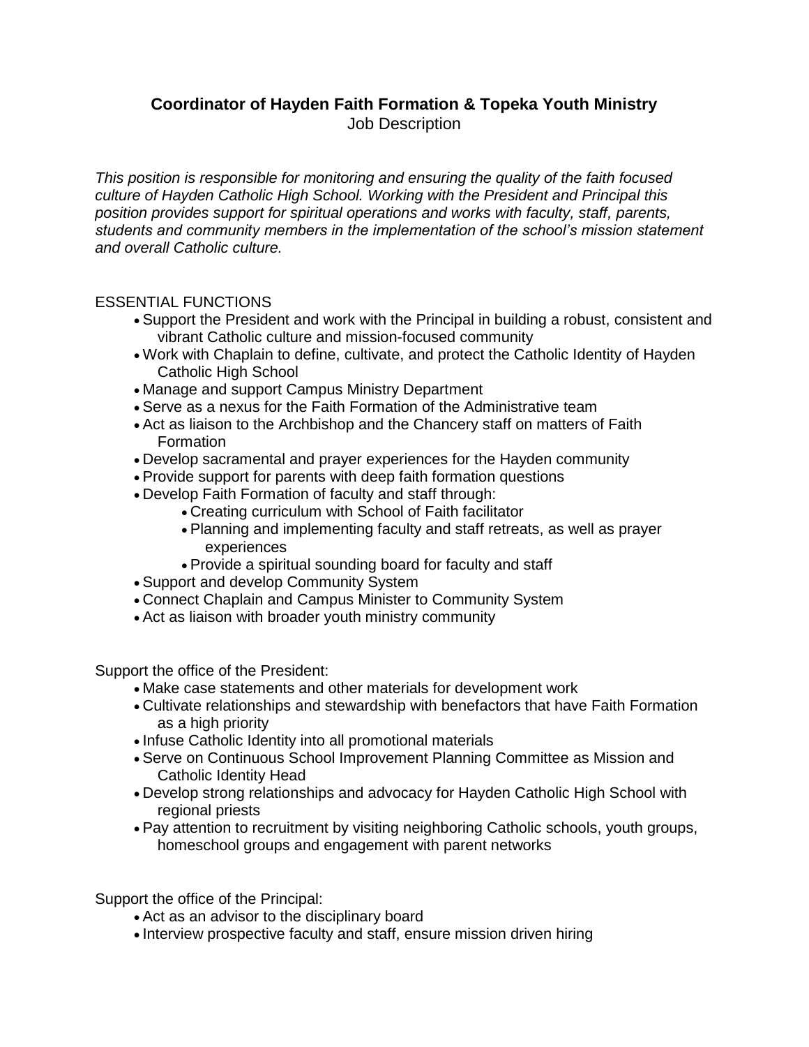# Coordinator of Hayden Faith Formation & Topeka Youth Ministry

Job Description

*This position is responsible for monitoring and ensuring the quality of the faith focused culture of Hayden Catholic High School. Working with the President and Principal this position provides support for spiritual operations and works with faculty, staff, parents, students and community members in the implementation of the school's mission statement and overall Catholic culture.*

ESSENTIAL FUNCTIONS

- Support the President and work with the Principal in building a robust, consistent and vibrant Catholic culture and mission-focused community
- Work with Chaplain to define, cultivate, and protect the Catholic Identity of Hayden Catholic High School
- Manage and support Campus Ministry Department
- Serve as a nexus for the Faith Formation of the Administrative team
- Act as liaison to the Archbishop and the Chancery staff on matters of Faith Formation
- Develop sacramental and prayer experiences for the Hayden community
- Provide support for parents with deep faith formation questions
- Develop Faith Formation of faculty and staff through:
  - Creating curriculum with School of Faith facilitator
  - Planning and implementing faculty and staff retreats, as well as prayer experiences
  - Provide a spiritual sounding board for faculty and staff
- Support and develop Community System
- Connect Chaplain and Campus Minister to Community System
- Act as liaison with broader youth ministry community

Support the office of the President:

- Make case statements and other materials for development work
- Cultivate relationships and stewardship with benefactors that have Faith Formation as a high priority
- Infuse Catholic Identity into all promotional materials
- Serve on Continuous School Improvement Planning Committee as Mission and Catholic Identity Head
- Develop strong relationships and advocacy for Hayden Catholic High School with regional priests
- Pay attention to recruitment by visiting neighboring Catholic schools, youth groups, homeschool groups and engagement with parent networks

Support the office of the Principal:

- Act as an advisor to the disciplinary board
- Interview prospective faculty and staff, ensure mission driven hiring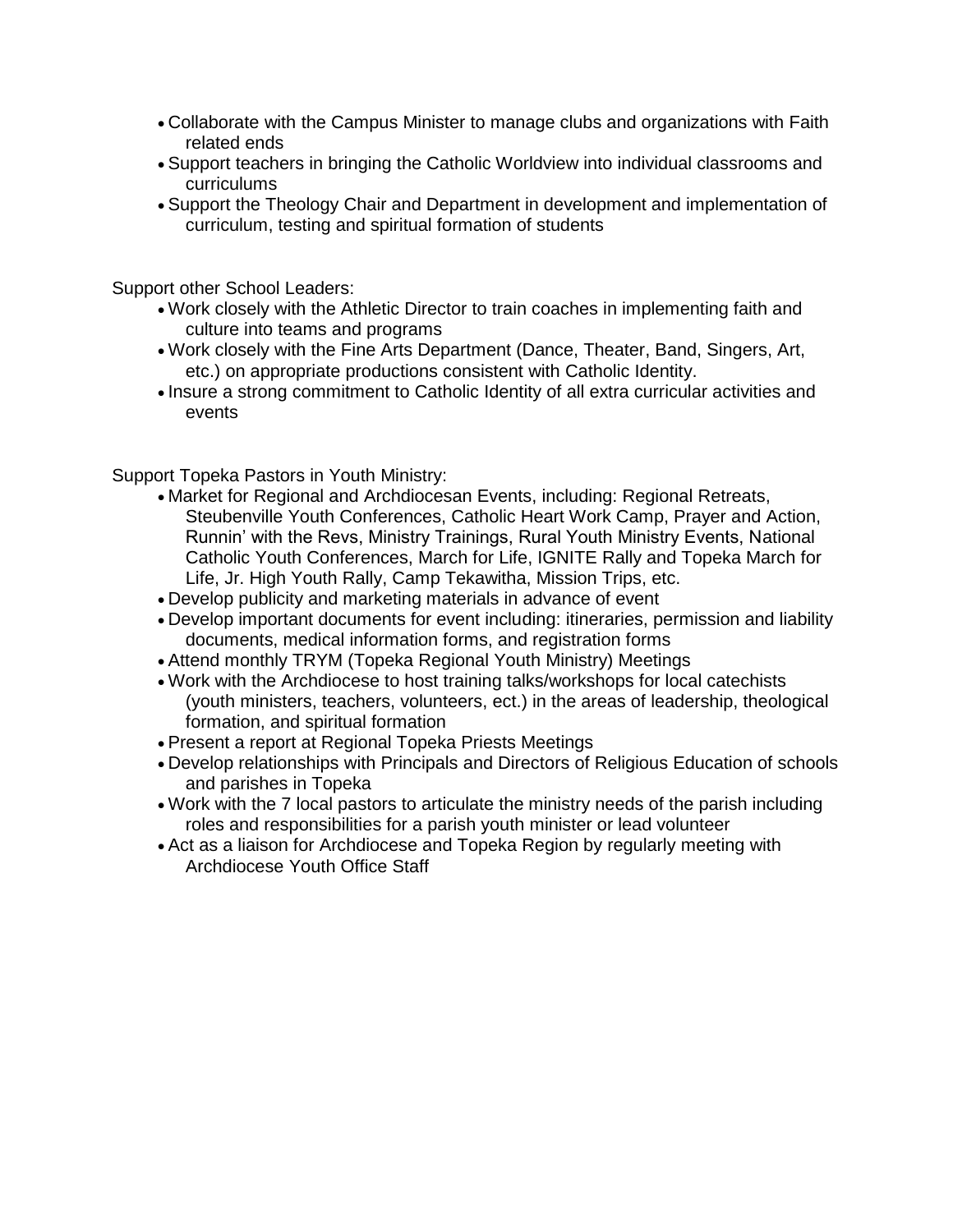- Collaborate with the Campus Minister to manage clubs and organizations with Faith related ends
- Support teachers in bringing the Catholic Worldview into individual classrooms and curriculums
- Support the Theology Chair and Department in development and implementation of curriculum, testing and spiritual formation of students

Support other School Leaders:

- Work closely with the Athletic Director to train coaches in implementing faith and culture into teams and programs
- Work closely with the Fine Arts Department (Dance, Theater, Band, Singers, Art, etc.) on appropriate productions consistent with Catholic Identity.
- Insure a strong commitment to Catholic Identity of all extra curricular activities and events

Support Topeka Pastors in Youth Ministry:

- Market for Regional and Archdiocesan Events, including: Regional Retreats, Steubenville Youth Conferences, Catholic Heart Work Camp, Prayer and Action, Runnin' with the Revs, Ministry Trainings, Rural Youth Ministry Events, National Catholic Youth Conferences, March for Life, IGNITE Rally and Topeka March for Life, Jr. High Youth Rally, Camp Tekawitha, Mission Trips, etc.
- Develop publicity and marketing materials in advance of event
- Develop important documents for event including: itineraries, permission and liability documents, medical information forms, and registration forms
- Attend monthly TRYM (Topeka Regional Youth Ministry) Meetings
- Work with the Archdiocese to host training talks/workshops for local catechists (youth ministers, teachers, volunteers, ect.) in the areas of leadership, theological formation, and spiritual formation
- Present a report at Regional Topeka Priests Meetings
- Develop relationships with Principals and Directors of Religious Education of schools and parishes in Topeka
- Work with the 7 local pastors to articulate the ministry needs of the parish including roles and responsibilities for a parish youth minister or lead volunteer
- Act as a liaison for Archdiocese and Topeka Region by regularly meeting with Archdiocese Youth Office Staff